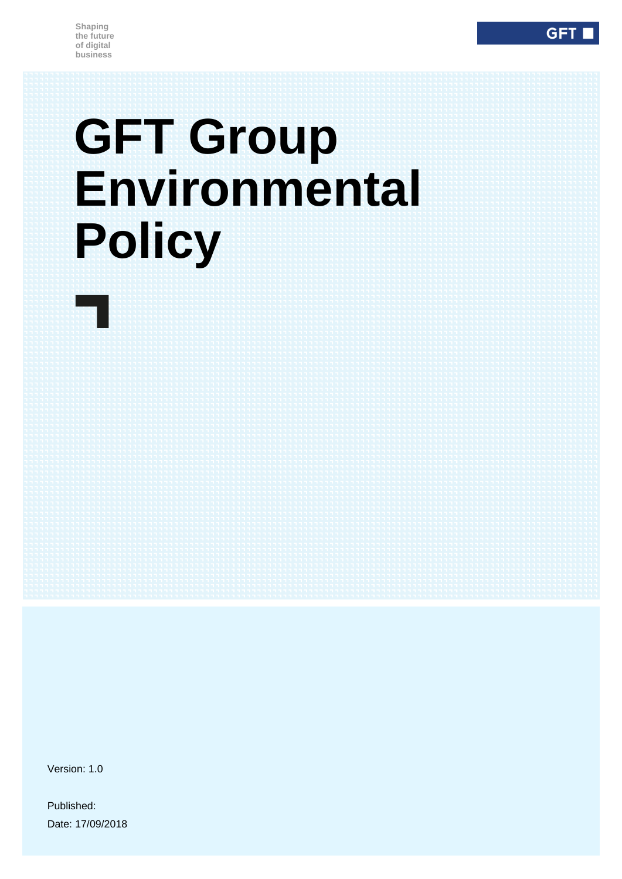Shaping the future of digital business

GFT

# GFT Group Environmental Policy

Version: 1.0

Published:

Date: 17/09/2018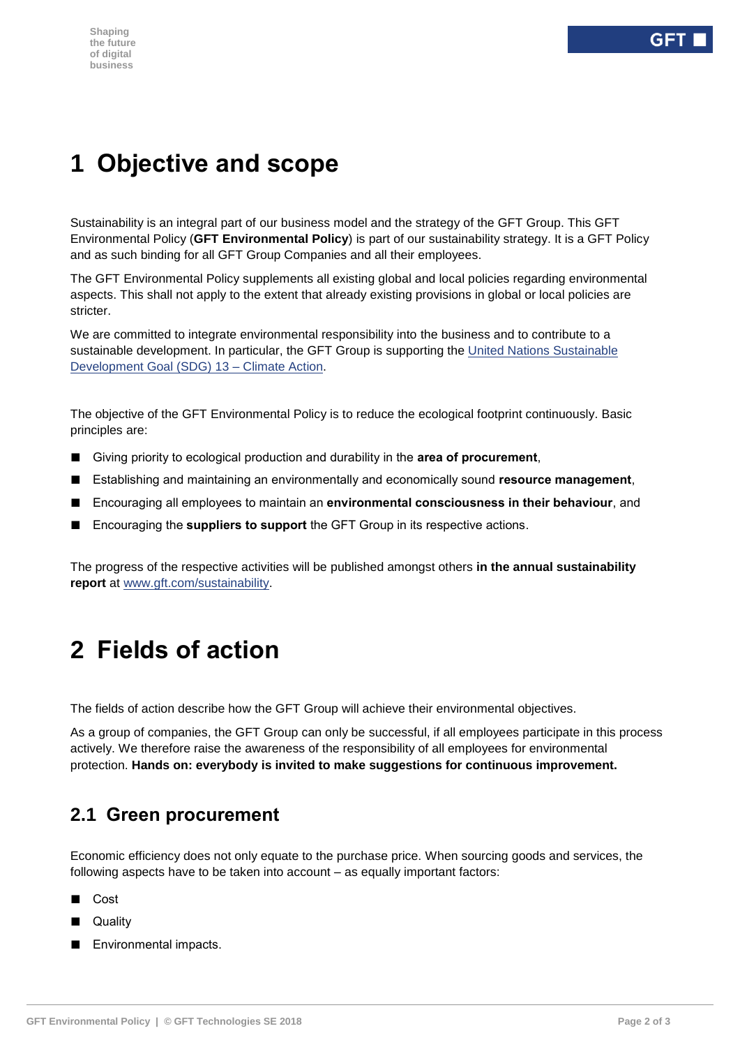# 1 Objective and scope

Sustainability is an integral part of our business model and the strategy of the GFT Group. This GFT Environmental Policy (**GFT Environmental Policy**) is part of our sustainability strategy. It is a GFT Policy and as such binding for all GFT Group Companies and all their employees.

The GFT Environmental Policy supplements all existing global and local policies regarding environmental aspects. This shall not apply to the extent that already existing provisions in global or local policies are stricter.

We are committed to integrate environmental responsibility into the business and to contribute to a sustainable development. In particular, the GFT Group is supporting the United Nations Sustainable Development Goal (SDG) 13 – Climate Action.

The objective of the GFT Environmental Policy is to reduce the ecological footprint continuously. Basic principles are:

- Giving priority to ecological production and durability in the **area of procurement**,
- Establishing and maintaining an environmentally and economically sound **resource management**,
- Encouraging all employees to maintain an **environmental consciousness in their behaviour**, and
- Encouraging the **suppliers to support** the GFT Group in its respective actions.

The progress of the respective activities will be published amongst others **in the annual sustainability report** at www.gft.com/sustainability.

# 2 Fields of action

The fields of action describe how the GFT Group will achieve their environmental objectives.

As a group of companies, the GFT Group can only be successful, if all employees participate in this process actively. We therefore raise the awareness of the responsibility of all employees for environmental protection. **Hands on: everybody is invited to make suggestions for continuous improvement.**

## 2.1 Green procurement

Economic efficiency does not only equate to the purchase price. When sourcing goods and services, the following aspects have to be taken into account – as equally important factors:

- Cost
- Quality
- Environmental impacts.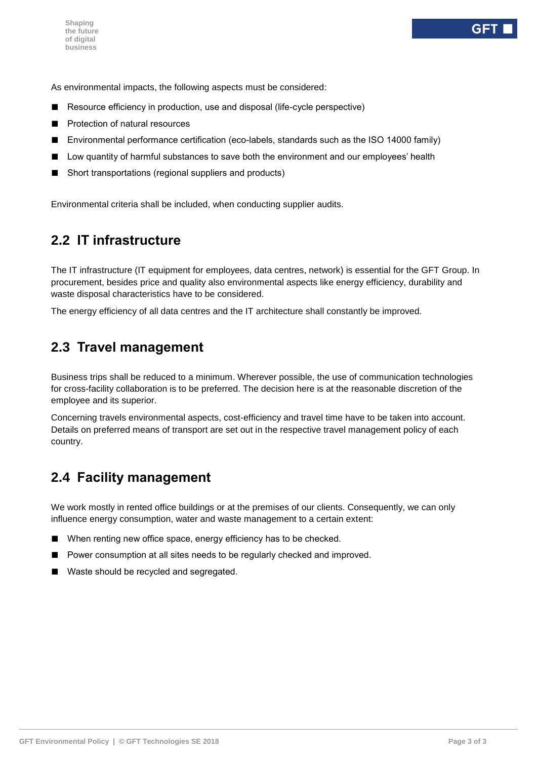As environmental impacts, the following aspects must be considered:

- Resource efficiency in production, use and disposal (life-cycle perspective)
- Protection of natural resources
- Environmental performance certification (eco-labels, standards such as the ISO 14000 family)
- Low quantity of harmful substances to save both the environment and our employees' health
- Short transportations (regional suppliers and products)

Environmental criteria shall be included, when conducting supplier audits.

## 2.2 IT infrastructure

The IT infrastructure (IT equipment for employees, data centres, network) is essential for the GFT Group. In procurement, besides price and quality also environmental aspects like energy efficiency, durability and waste disposal characteristics have to be considered.

The energy efficiency of all data centres and the IT architecture shall constantly be improved.

## 2.3 Travel management

Business trips shall be reduced to a minimum. Wherever possible, the use of communication technologies for cross-facility collaboration is to be preferred. The decision here is at the reasonable discretion of the employee and its superior.

Concerning travels environmental aspects, cost-efficiency and travel time have to be taken into account. Details on preferred means of transport are set out in the respective travel management policy of each country.

## 2.4 Facility management

We work mostly in rented office buildings or at the premises of our clients. Consequently, we can only influence energy consumption, water and waste management to a certain extent:

- When renting new office space, energy efficiency has to be checked.
- Power consumption at all sites needs to be regularly checked and improved.
- Waste should be recycled and segregated.